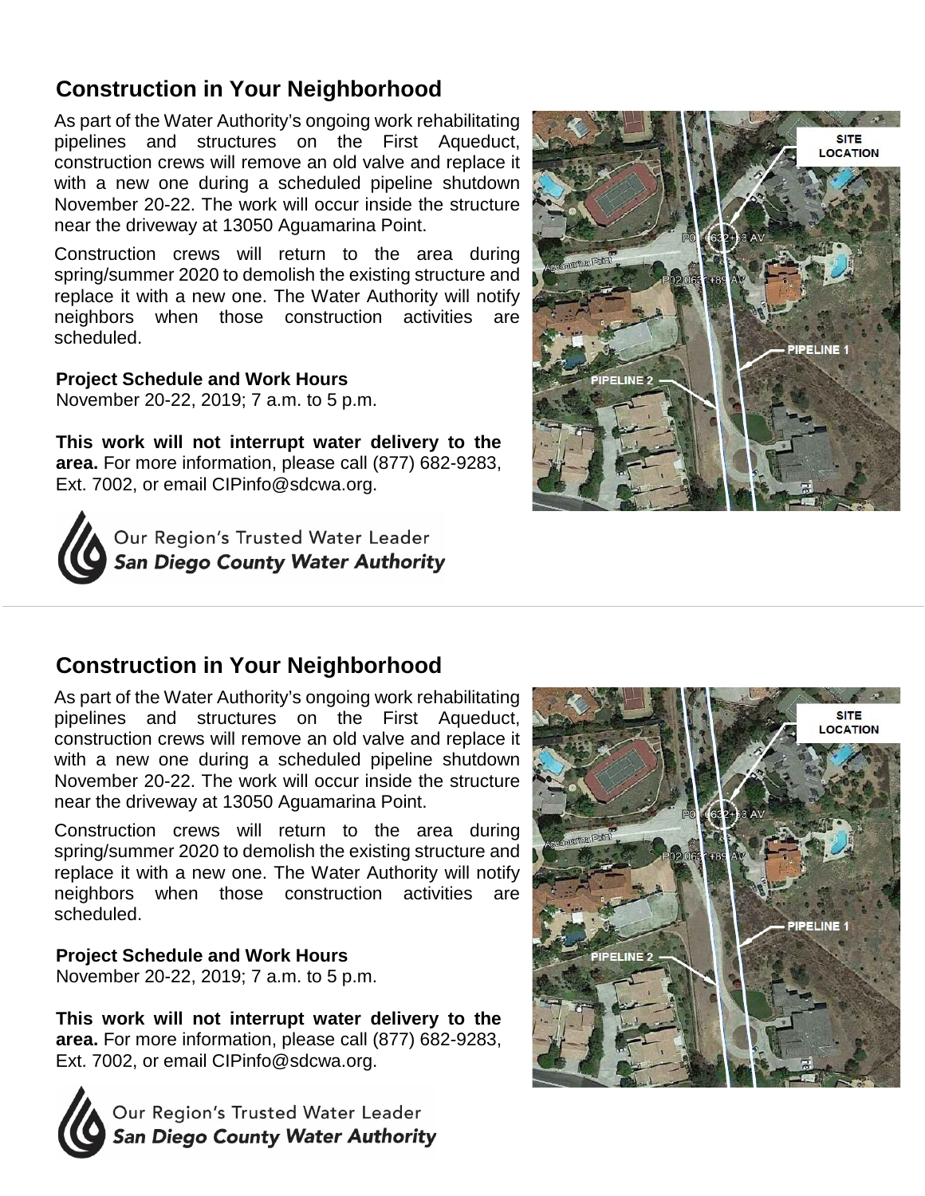## Construction in Your Neighborhood

As part of the Water Authority's ongoing work rehabilitating pipelines and structures on the First Aqueduct, construction crews will remove an old valve and replace it with a new one during a scheduled pipeline shutdown November 20-22. The work will occur inside the structure near the driveway at 13050 Aguamarina Point.

Construction crews will return to the area during spring/summer 2020 to demolish the existing structure and replace it with a new one. The Water Authority will notify neighbors when those construction activities are scheduled.

**Project Schedule and Work Hours**
November 20-22, 2019; 7 a.m. to 5 p.m.

**This work will not interrupt water delivery to the area.** For more information, please call (877) 682-9283, Ext. 7002, or email CIPinfo@sdcwa.org.

Our Region's Trusted Water Leader
***San Diego County Water Authority***

SITE LOCATION
PIPELINE 1
PIPELINE 2

---

## Construction in Your Neighborhood

As part of the Water Authority's ongoing work rehabilitating pipelines and structures on the First Aqueduct, construction crews will remove an old valve and replace it with a new one during a scheduled pipeline shutdown November 20-22. The work will occur inside the structure near the driveway at 13050 Aguamarina Point.

Construction crews will return to the area during spring/summer 2020 to demolish the existing structure and replace it with a new one. The Water Authority will notify neighbors when those construction activities are scheduled.

**Project Schedule and Work Hours**
November 20-22, 2019; 7 a.m. to 5 p.m.

**This work will not interrupt water delivery to the area.** For more information, please call (877) 682-9283, Ext. 7002, or email CIPinfo@sdcwa.org.

Our Region's Trusted Water Leader
***San Diego County Water Authority***

SITE LOCATION
PIPELINE 1
PIPELINE 2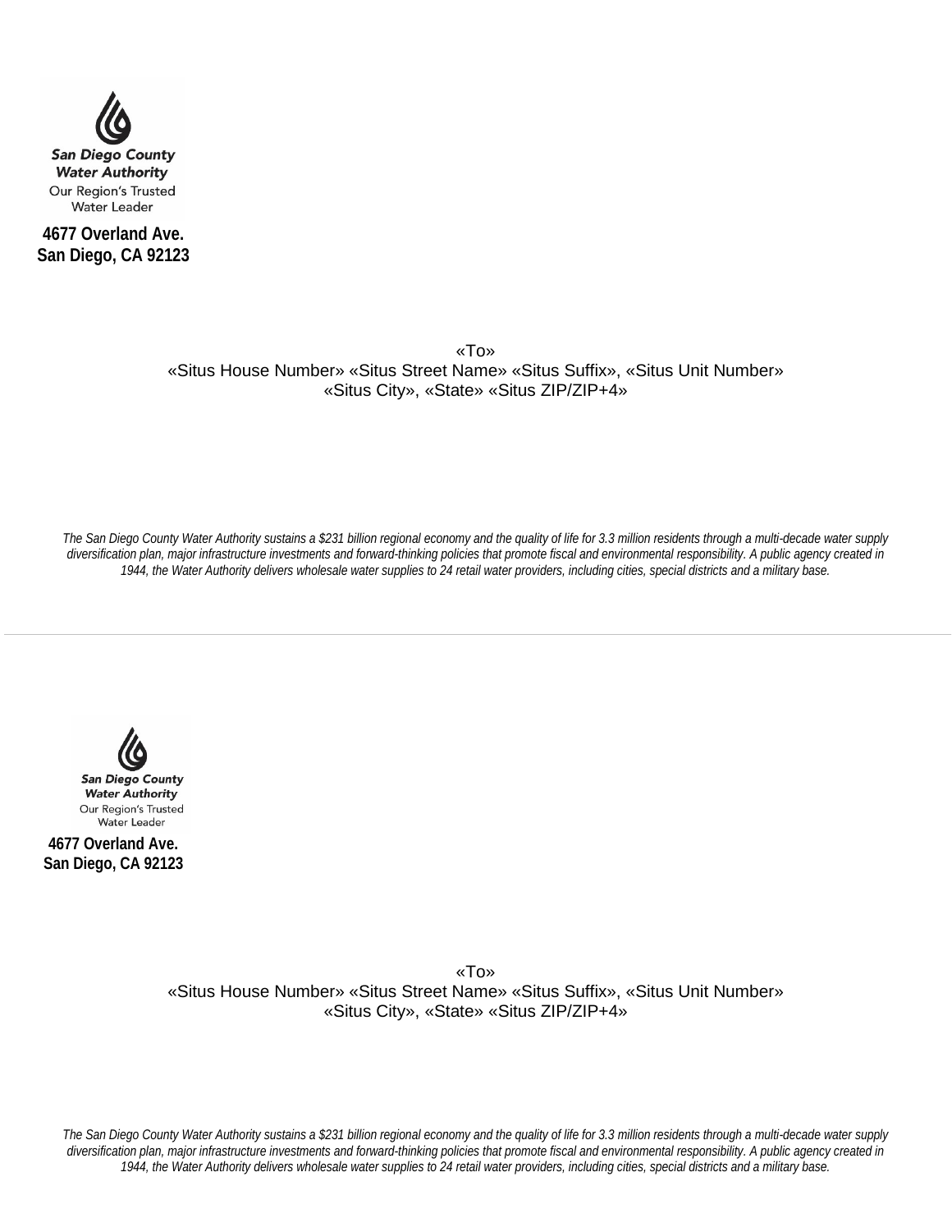San Diego County Water Authority
Our Region's Trusted Water Leader

**4677 Overland Ave.**
**San Diego, CA 92123**

«To»
«Situs House Number» «Situs Street Name» «Situs Suffix», «Situs Unit Number»
«Situs City», «State» «Situs ZIP/ZIP+4»

*The San Diego County Water Authority sustains a $231 billion regional economy and the quality of life for 3.3 million residents through a multi-decade water supply diversification plan, major infrastructure investments and forward-thinking policies that promote fiscal and environmental responsibility. A public agency created in 1944, the Water Authority delivers wholesale water supplies to 24 retail water providers, including cities, special districts and a military base.*

---

San Diego County Water Authority
Our Region's Trusted Water Leader

**4677 Overland Ave.**
**San Diego, CA 92123**

«To»
«Situs House Number» «Situs Street Name» «Situs Suffix», «Situs Unit Number»
«Situs City», «State» «Situs ZIP/ZIP+4»

*The San Diego County Water Authority sustains a $231 billion regional economy and the quality of life for 3.3 million residents through a multi-decade water supply diversification plan, major infrastructure investments and forward-thinking policies that promote fiscal and environmental responsibility. A public agency created in 1944, the Water Authority delivers wholesale water supplies to 24 retail water providers, including cities, special districts and a military base.*